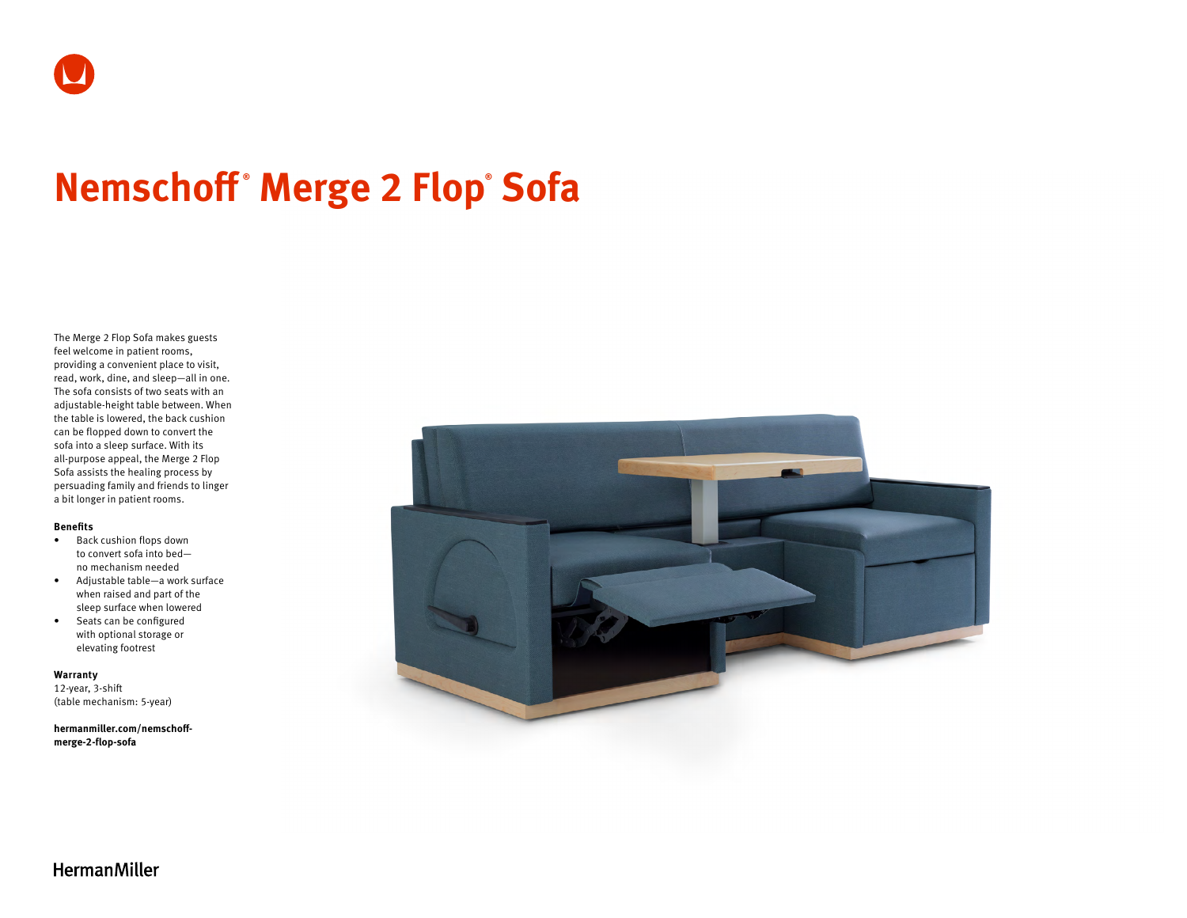# Nemschoff® Merge 2 Flop® Sofa

The Merge 2 Flop Sofa makes guests feel welcome in patient rooms, providing a convenient place to visit, read, work, dine, and sleep—all in one. The sofa consists of two seats with an adjustable-height table between. When the table is lowered, the back cushion can be flopped down to convert the sofa into a sleep surface. With its all-purpose appeal, the Merge 2 Flop Sofa assists the healing process by persuading family and friends to linger a bit longer in patient rooms.

**Benefits**

- Back cushion flops down to convert sofa into bed—no mechanism needed
- Adjustable table—a work surface when raised and part of the sleep surface when lowered
- Seats can be configured with optional storage or elevating footrest

**Warranty**

12-year, 3-shift
(table mechanism: 5-year)

**hermanmiller.com/nemschoff-merge-2-flop-sofa**

HermanMiller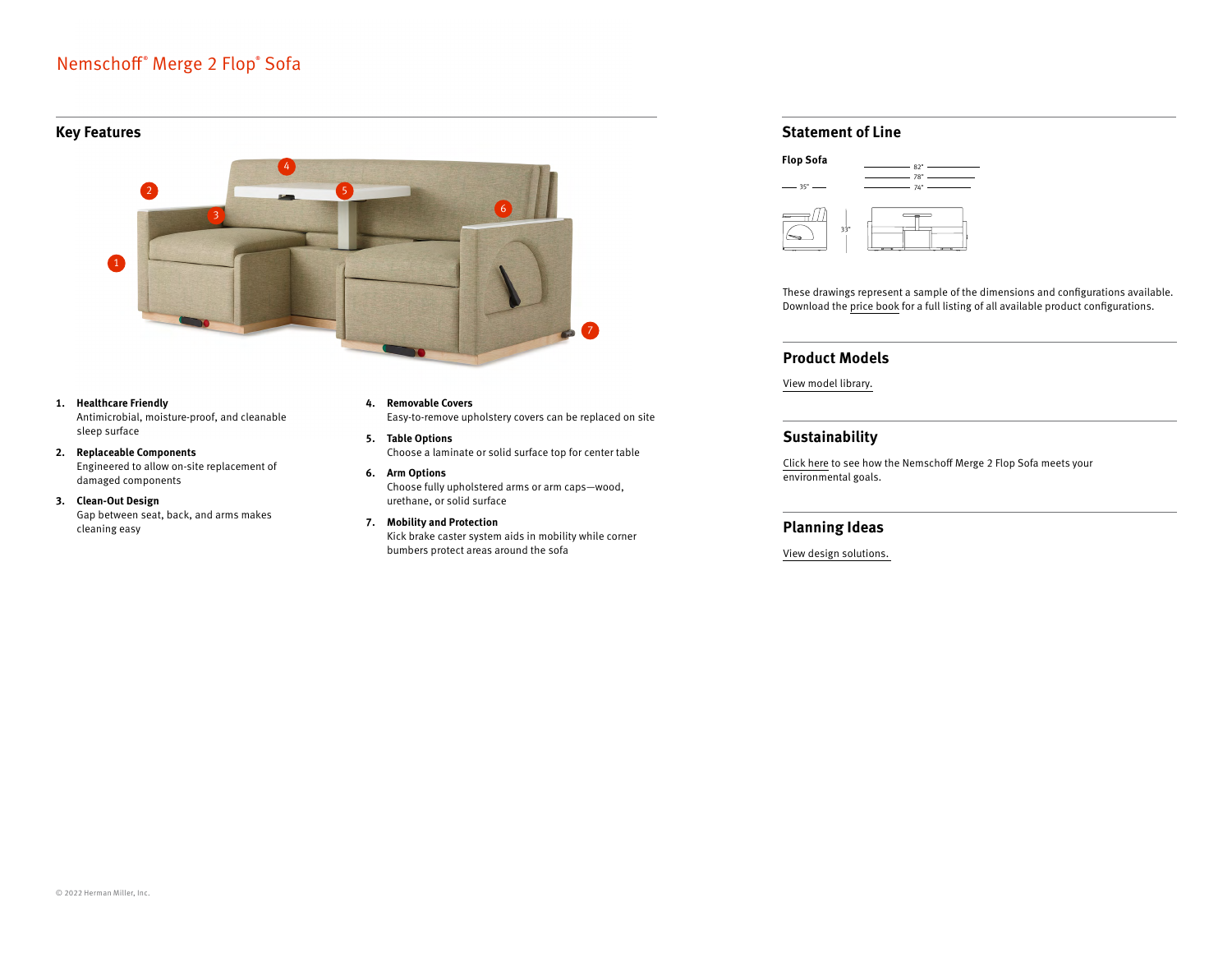# Nemschoff® Merge 2 Flop® Sofa

## Key Features

1
2
3
4
5
6
7

1. **Healthcare Friendly**
   Antimicrobial, moisture-proof, and cleanable sleep surface
2. **Replaceable Components**
   Engineered to allow on-site replacement of damaged components
3. **Clean-Out Design**
   Gap between seat, back, and arms makes cleaning easy
4. **Removable Covers**
   Easy-to-remove upholstery covers can be replaced on site
5. **Table Options**
   Choose a laminate or solid surface top for center table
6. **Arm Options**
   Choose fully upholstered arms or arm caps—wood, urethane, or solid surface
7. **Mobility and Protection**
   Kick brake caster system aids in mobility while corner bumbers protect areas around the sofa

## Statement of Line

**Flop Sofa**

35"
82"
78"
74"
33"

These drawings represent a sample of the dimensions and configurations available. Download the price book for a full listing of all available product configurations.

## Product Models

View model library.

## Sustainability

Click here to see how the Nemschoff Merge 2 Flop Sofa meets your environmental goals.

## Planning Ideas

View design solutions.

© 2022 Herman Miller, Inc.